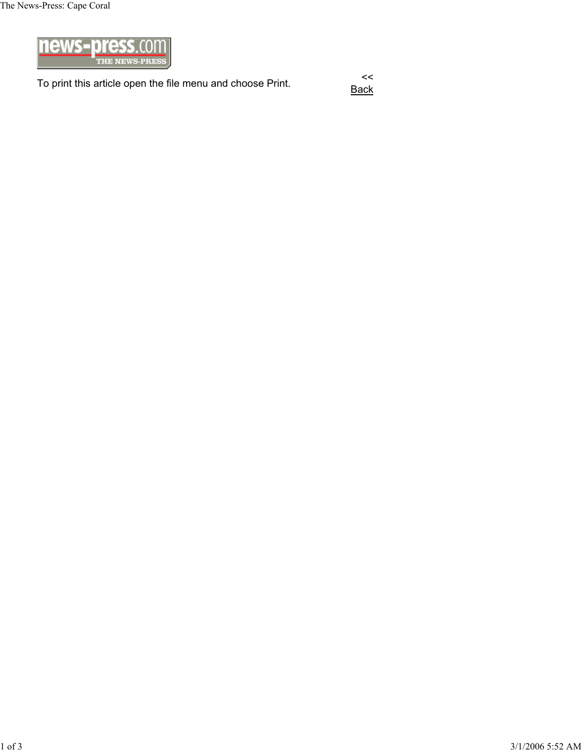To print this article open the file menu and choose Print.

<< Back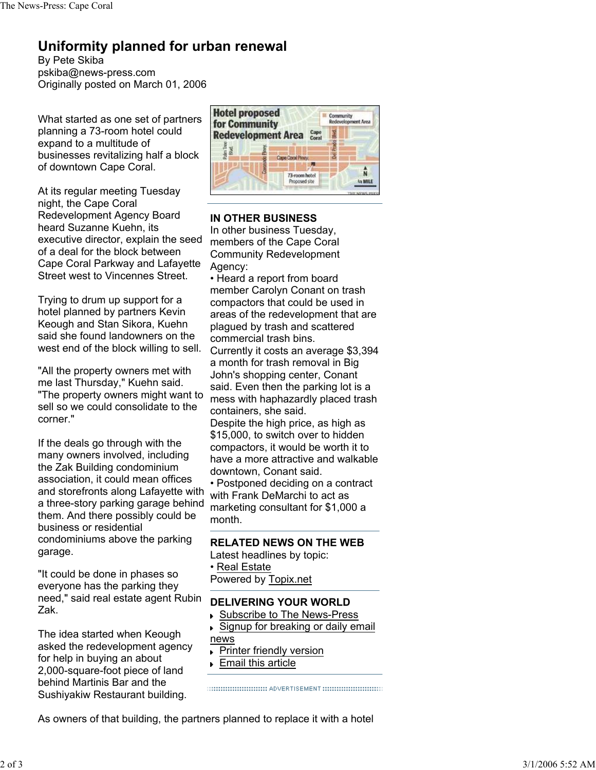# Uniformity planned for urban renewal

By Pete Skiba
pskiba@news-press.com
Originally posted on March 01, 2006

What started as one set of partners planning a 73-room hotel could expand to a multitude of businesses revitalizing half a block of downtown Cape Coral.

At its regular meeting Tuesday night, the Cape Coral Redevelopment Agency Board heard Suzanne Kuehn, its executive director, explain the seed of a deal for the block between Cape Coral Parkway and Lafayette Street west to Vincennes Street.

Trying to drum up support for a hotel planned by partners Kevin Keough and Stan Sikora, Kuehn said she found landowners on the west end of the block willing to sell.

"All the property owners met with me last Thursday," Kuehn said. "The property owners might want to sell so we could consolidate to the corner."

If the deals go through with the many owners involved, including the Zak Building condominium association, it could mean offices and storefronts along Lafayette with a three-story parking garage behind them. And there possibly could be business or residential condominiums above the parking garage.

"It could be done in phases so everyone has the parking they need," said real estate agent Rubin Zak.

The idea started when Keough asked the redevelopment agency for help in buying an about 2,000-square-foot piece of land behind Martinis Bar and the Sushiyakiw Restaurant building.

As owners of that building, the partners planned to replace it with a hotel

Hotel proposed for Community Redevelopment Area

Community Redevelopment Area

Cape Coral

Palm Tree Blvd.

Coronado Pkwy.

Cape Coral Pkwy.

Del Prado Blvd.

73-room hotel Proposed site

N

1/4 MILE

## IN OTHER BUSINESS

In other business Tuesday, members of the Cape Coral Community Redevelopment Agency:

- Heard a report from board member Carolyn Conant on trash compactors that could be used in areas of the redevelopment that are plagued by trash and scattered commercial trash bins.

Currently it costs an average $3,394 a month for trash removal in Big John's shopping center, Conant said. Even then the parking lot is a mess with haphazardly placed trash containers, she said.

Despite the high price, as high as $15,000, to switch over to hidden compactors, it would be worth it to have a more attractive and walkable downtown, Conant said.

- Postponed deciding on a contract with Frank DeMarchi to act as marketing consultant for $1,000 a month.

## RELATED NEWS ON THE WEB

Latest headlines by topic:

- Real Estate

Powered by Topix.net

## DELIVERING YOUR WORLD

- Subscribe to The News-Press
- Signup for breaking or daily email news
- Printer friendly version
- Email this article

ADVERTISEMENT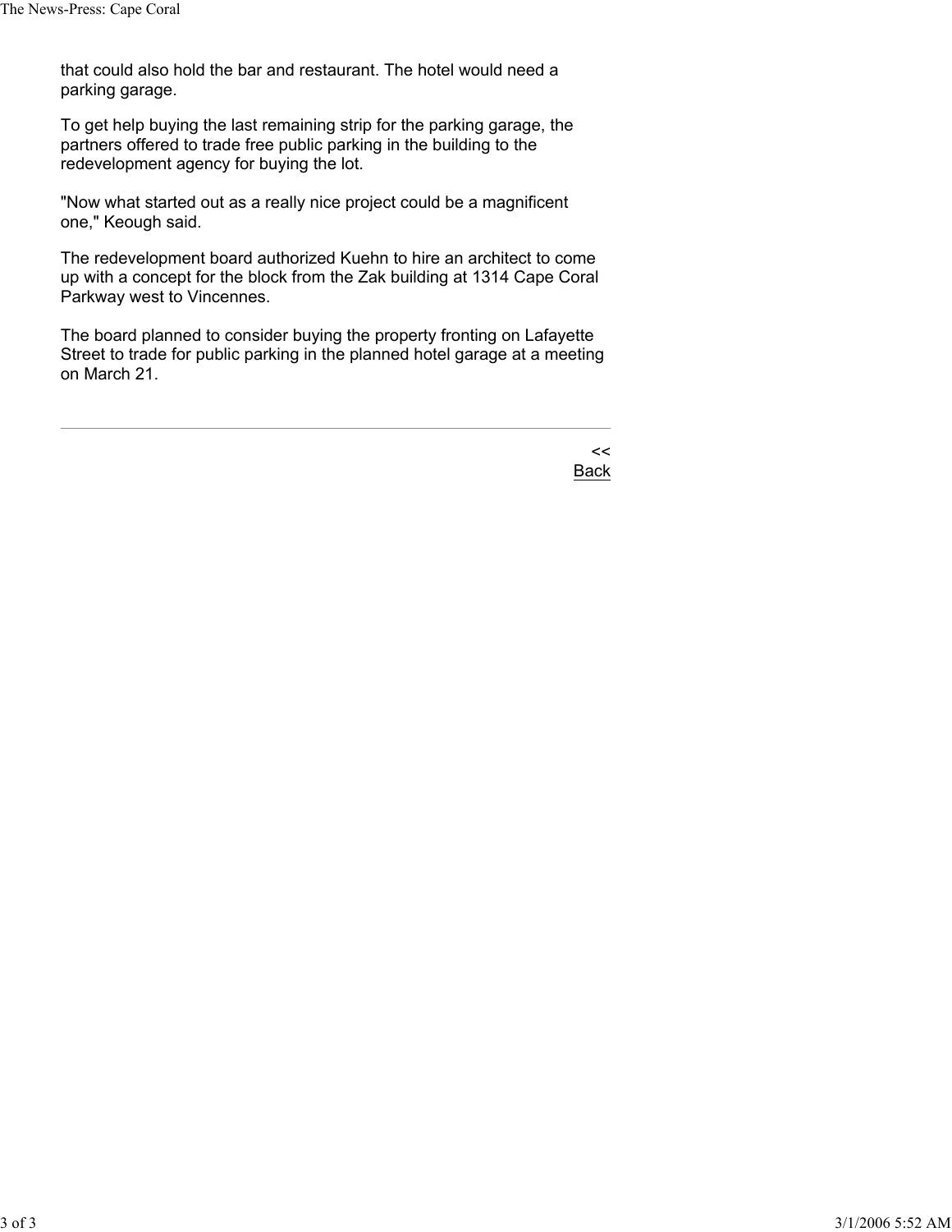that could also hold the bar and restaurant. The hotel would need a parking garage.

To get help buying the last remaining strip for the parking garage, the partners offered to trade free public parking in the building to the redevelopment agency for buying the lot.

"Now what started out as a really nice project could be a magnificent one," Keough said.

The redevelopment board authorized Kuehn to hire an architect to come up with a concept for the block from the Zak building at 1314 Cape Coral Parkway west to Vincennes.

The board planned to consider buying the property fronting on Lafayette Street to trade for public parking in the planned hotel garage at a meeting on March 21.

---

<< Back